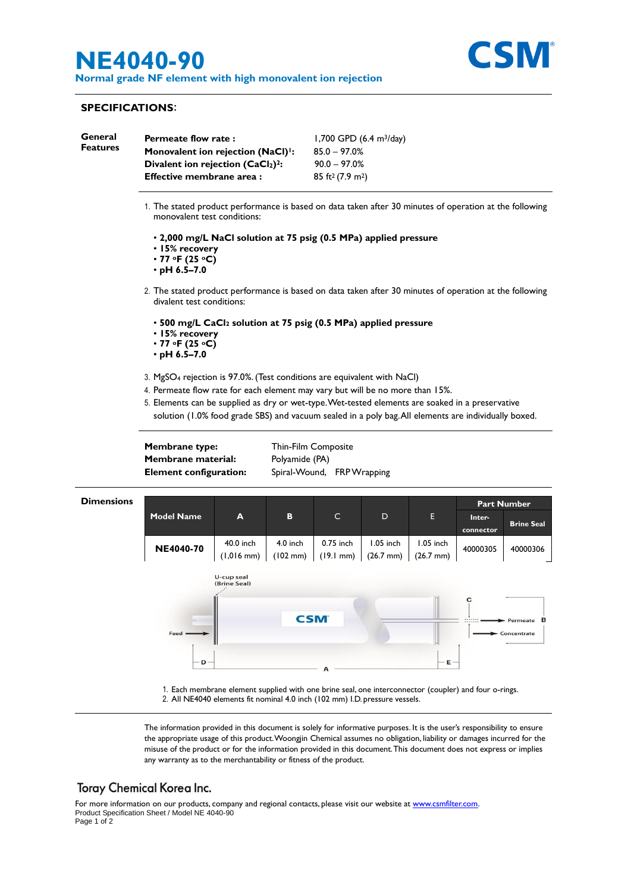# NE4040-90

**Normal grade NF element with high monovalent ion rejection**

CSM

## SPECIFICATIONS:

**General Features**

| | |
|---|---|
| **Permeate flow rate :** | 1,700 GPD (6.4 $m^3$/day) |
| **Monovalent ion rejection (NaCl)[1]:** | 85.0 – 97.0% |
| **Divalent ion rejection ($CaCl_2$)[2]:** | 90.0 – 97.0% |
| **Effective membrane area :** | 85 $ft^2$ (7.9 $m^2$) |

1. The stated product performance is based on data taken after 30 minutes of operation at the following monovalent test conditions:
   - **2,000 mg/L NaCl solution at 75 psig (0.5 MPa) applied pressure**
   - **15% recovery**
   - **77 °F (25 °C)**
   - **pH 6.5–7.0**
2. The stated product performance is based on data taken after 30 minutes of operation at the following divalent test conditions:
   - **500 mg/L $CaCl_2$ solution at 75 psig (0.5 MPa) applied pressure**
   - **15% recovery**
   - **77 °F (25 °C)**
   - **pH 6.5–7.0**
3. $MgSO_4$ rejection is 97.0%. (Test conditions are equivalent with NaCl)
4. Permeate flow rate for each element may vary but will be no more than 15%.
5. Elements can be supplied as dry or wet-type. Wet-tested elements are soaked in a preservative solution (1.0% food grade SBS) and vacuum sealed in a poly bag. All elements are individually boxed.

| | |
|---|---|
| **Membrane type:** | Thin-Film Composite |
| **Membrane material:** | Polyamide (PA) |
| **Element configuration:** | Spiral-Wound, FRP Wrapping |

**Dimensions**

| Model Name | A | B | C | D | E | Part Number | |
|---|---|---|---|---|---|---|---|
| | | | | | | Inter-connector | Brine Seal |
| **NE4040-70** | 40.0 inch (1,016 mm) | 4.0 inch (102 mm) | 0.75 inch (19.1 mm) | 1.05 inch (26.7 mm) | 1.05 inch (26.7 mm) | 40000305 | 40000306 |

1. Each membrane element supplied with one brine seal, one interconnector (coupler) and four o-rings.
2. All NE4040 elements fit nominal 4.0 inch (102 mm) I.D. pressure vessels.

The information provided in this document is solely for informative purposes. It is the user's responsibility to ensure the appropriate usage of this product. Woongjin Chemical assumes no obligation, liability or damages incurred for the misuse of the product or for the information provided in this document. This document does not express or implies any warranty as to the merchantability or fitness of the product.

**Toray Chemical Korea Inc.**

For more information on our products, company and regional contacts, please visit our website at www.csmfilter.com.

Product Specification Sheet / Model NE 4040-90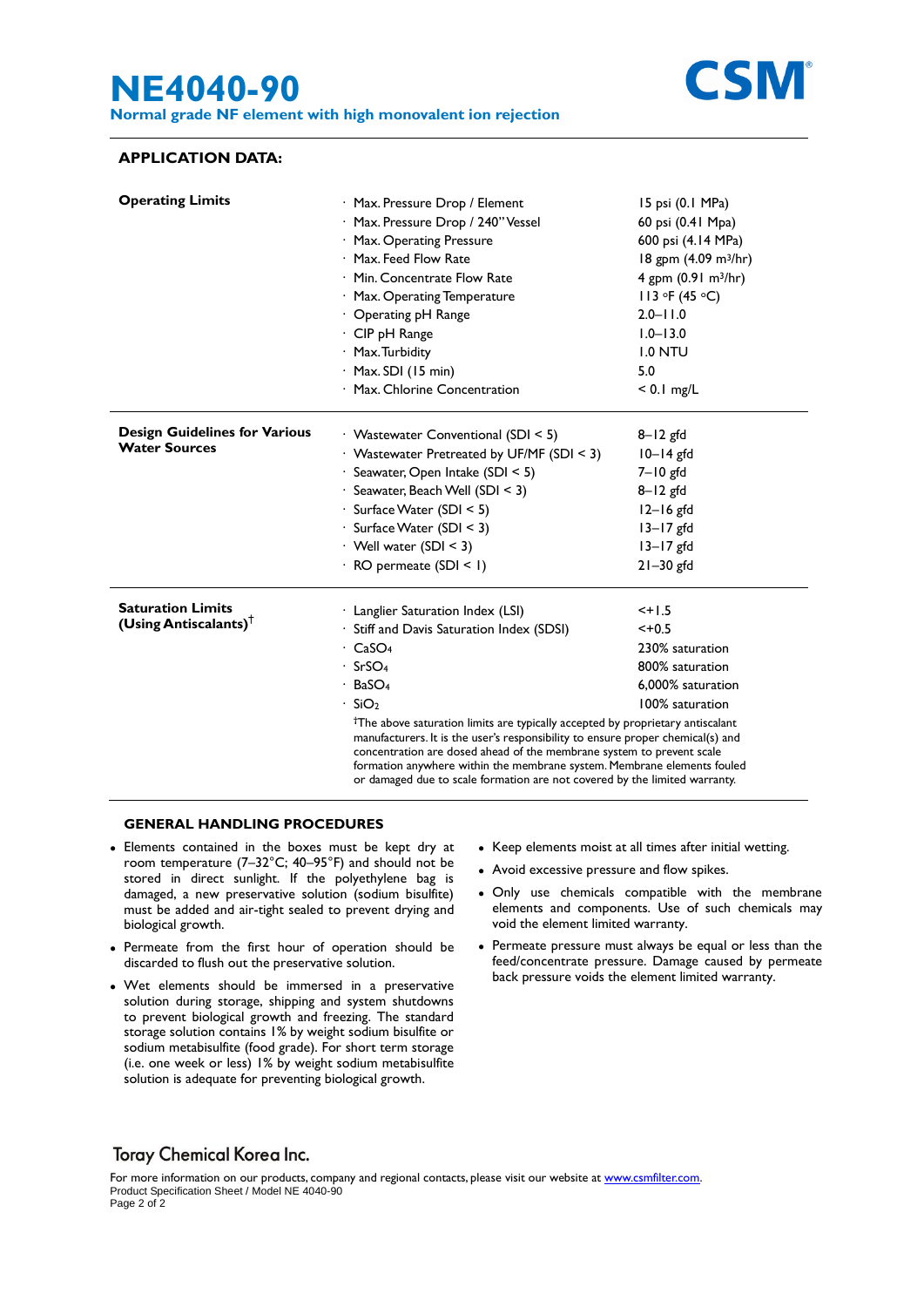# NE4040-90

**Normal grade NF element with high monovalent ion rejection**

CSM

## APPLICATION DATA:

| | | |
|---|---|---|
| **Operating Limits** | · Max. Pressure Drop / Element | 15 psi (0.1 MPa) |
| | · Max. Pressure Drop / 240" Vessel | 60 psi (0.41 Mpa) |
| | · Max. Operating Pressure | 600 psi (4.14 MPa) |
| | · Max. Feed Flow Rate | 18 gpm (4.09 $m^3$/hr) |
| | · Min. Concentrate Flow Rate | 4 gpm (0.91 $m^3$/hr) |
| | · Max. Operating Temperature | 113 °F (45 °C) |
| | · Operating pH Range | 2.0–11.0 |
| | · CIP pH Range | 1.0–13.0 |
| | · Max. Turbidity | 1.0 NTU |
| | · Max. SDI (15 min) | 5.0 |
| | · Max. Chlorine Concentration | < 0.1 mg/L |
| **Design Guidelines for Various Water Sources** | · Wastewater Conventional (SDI < 5) | 8–12 gfd |
| | · Wastewater Pretreated by UF/MF (SDI < 3) | 10–14 gfd |
| | · Seawater, Open Intake (SDI < 5) | 7–10 gfd |
| | · Seawater, Beach Well (SDI < 3) | 8–12 gfd |
| | · Surface Water (SDI < 5) | 12–16 gfd |
| | · Surface Water (SDI < 3) | 13–17 gfd |
| | · Well water (SDI < 3) | 13–17 gfd |
| | · RO permeate (SDI < 1) | 21–30 gfd |
| **Saturation Limits (Using Antiscalants)**† | · Langlier Saturation Index (LSI) | <+1.5 |
| | · Stiff and Davis Saturation Index (SDSI) | <+0.5 |
| | · $CaSO_4$ | 230% saturation |
| | · $SrSO_4$ | 800% saturation |
| | · $BaSO_4$ | 6,000% saturation |
| | · $SiO_2$ | 100% saturation |

†The above saturation limits are typically accepted by proprietary antiscalant manufacturers. It is the user's responsibility to ensure proper chemical(s) and concentration are dosed ahead of the membrane system to prevent scale formation anywhere within the membrane system. Membrane elements fouled or damaged due to scale formation are not covered by the limited warranty.

### GENERAL HANDLING PROCEDURES

- Elements contained in the boxes must be kept dry at room temperature (7–32°C; 40–95°F) and should not be stored in direct sunlight. If the polyethylene bag is damaged, a new preservative solution (sodium bisulfite) must be added and air-tight sealed to prevent drying and biological growth.
- Permeate from the first hour of operation should be discarded to flush out the preservative solution.
- Wet elements should be immersed in a preservative solution during storage, shipping and system shutdowns to prevent biological growth and freezing. The standard storage solution contains 1% by weight sodium bisulfite or sodium metabisulfite (food grade). For short term storage (i.e. one week or less) 1% by weight sodium metabisulfite solution is adequate for preventing biological growth.
- Keep elements moist at all times after initial wetting.
- Avoid excessive pressure and flow spikes.
- Only use chemicals compatible with the membrane elements and components. Use of such chemicals may void the element limited warranty.
- Permeate pressure must always be equal or less than the feed/concentrate pressure. Damage caused by permeate back pressure voids the element limited warranty.

Toray Chemical Korea Inc.

For more information on our products, company and regional contacts, please visit our website at www.csmfilter.com.
Product Specification Sheet / Model NE 4040-90